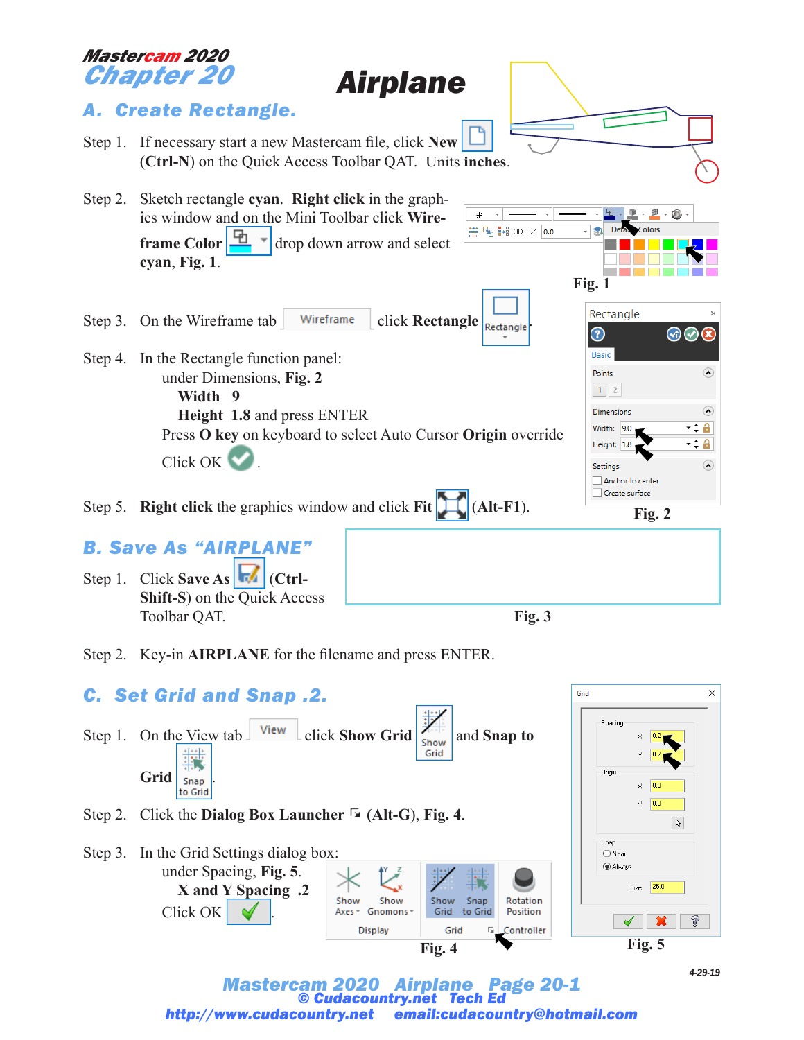**Mastercam 2020**
**Chapter 20**

# Airplane

## A. Create Rectangle.

Step 1. If necessary start a new Mastercam file, click **New** (**Ctrl-N**) on the Quick Access Toolbar QAT. Units **inches**.

Step 2. Sketch rectangle **cyan**. **Right click** in the graphics window and on the Mini Toolbar click **Wireframe Color** drop down arrow and select **cyan**, **Fig. 1**.

Fig. 1

Step 3. On the Wireframe tab Wireframe click **Rectangle** Rectangle

Step 4. In the Rectangle function panel:
under Dimensions, **Fig. 2**
**Width 9**
**Height 1.8** and press ENTER
Press **O key** on keyboard to select Auto Cursor **Origin** override
Click OK .

Fig. 2

Step 5. **Right click** the graphics window and click **Fit** (**Alt-F1**).

## B. Save As "AIRPLANE"

Step 1. Click **Save As** (**Ctrl-Shift-S**) on the Quick Access Toolbar QAT.

Fig. 3

Step 2. Key-in **AIRPLANE** for the filename and press ENTER.

## C. Set Grid and Snap .2.

Step 1. On the View tab View click **Show Grid** Show Grid and **Snap to Grid** Snap to Grid.

Step 2. Click the **Dialog Box Launcher** (**Alt-G**), **Fig. 4**.

Step 3. In the Grid Settings dialog box:
under Spacing, **Fig. 5**.
**X and Y Spacing .2**
Click OK .

Fig. 4

Fig. 5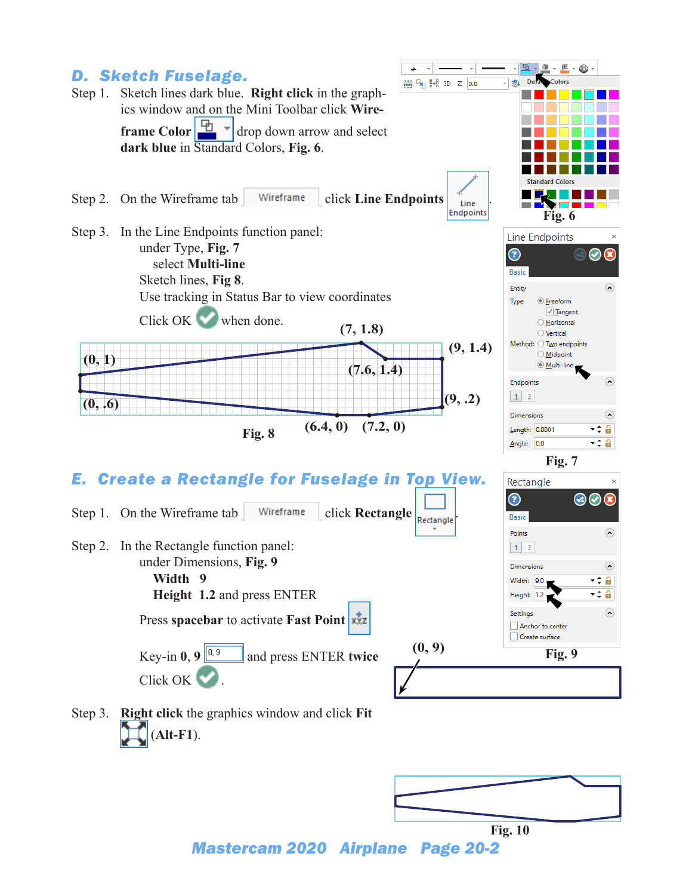## D. Sketch Fuselage.

Step 1. Sketch lines dark blue. **Right click** in the graphics window and on the Mini Toolbar click **Wireframe Color** drop down arrow and select **dark blue** in Standard Colors, **Fig. 6**.

Fig. 6

Step 2. On the Wireframe tab click **Line Endpoints**

Step 3. In the Line Endpoints function panel:

under Type, **Fig. 7**

select **Multi-line**

Sketch lines, **Fig 8**.

Use tracking in Status Bar to view coordinates

Click OK when done.

(7, 1.8) (9, 1.4) (0, 1) (7.6, 1.4) (0, .6) (9, .2) (6.4, 0) (7.2, 0)

**Fig. 8**

**Fig. 7**

## E. Create a Rectangle for Fuselage in Top View.

Step 1. On the Wireframe tab click **Rectangle**

Step 2. In the Rectangle function panel:

under Dimensions, **Fig. 9**

**Width** 9

**Height** 1.2 and press ENTER

Press **spacebar** to activate **Fast Point**

Key-in **0, 9** and press ENTER **twice**

Click OK.

**Fig. 9**

(0, 9)

Step 3. **Right click** the graphics window and click **Fit** **(Alt-F1)**.

**Fig. 10**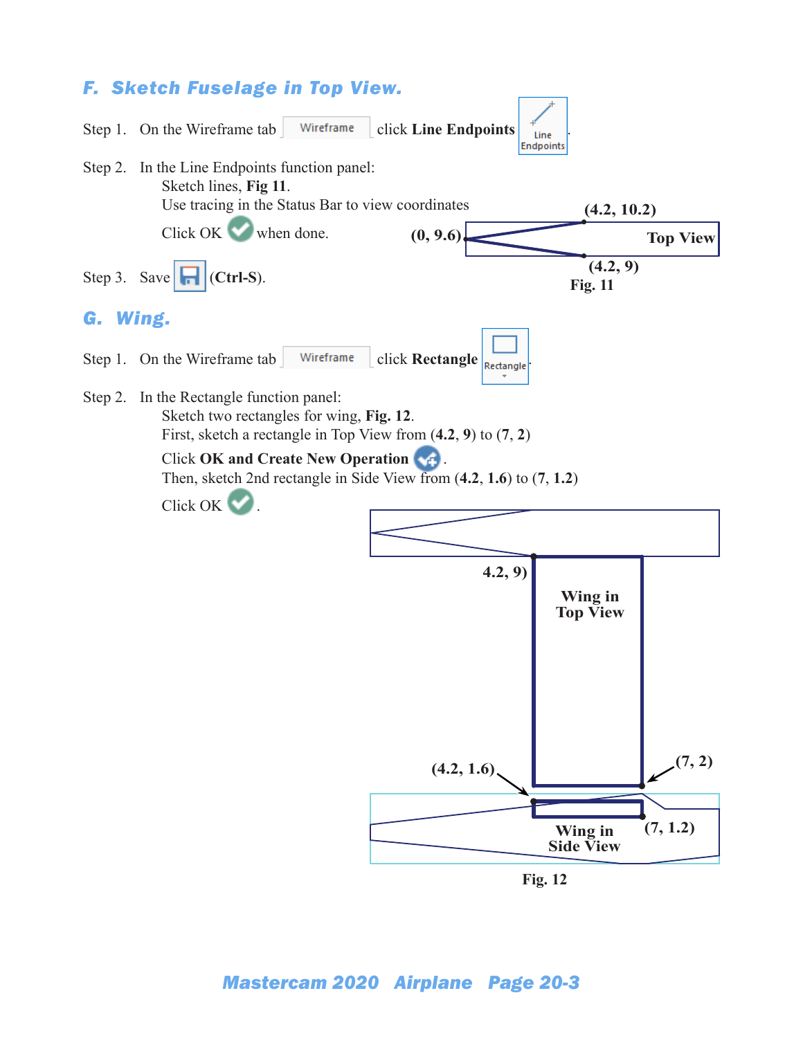## F. Sketch Fuselage in Top View.

Step 1. On the Wireframe tab Wireframe click **Line Endpoints** Line Endpoints.

Step 2. In the Line Endpoints function panel:

Sketch lines, **Fig 11**.

Use tracing in the Status Bar to view coordinates

Click OK when done.

(4.2, 10.2)

(0, 9.6)

Top View

(4.2, 9)

**Fig. 11**

Step 3. Save (**Ctrl-S**).

## G. Wing.

Step 1. On the Wireframe tab Wireframe click **Rectangle** Rectangle.

Step 2. In the Rectangle function panel:

Sketch two rectangles for wing, **Fig. 12**.

First, sketch a rectangle in Top View from (**4.2**, **9**) to (**7**, **2**)

Click **OK and Create New Operation** .

Then, sketch 2nd rectangle in Side View from (**4.2**, **1.6**) to (**7**, **1.2**)

Click OK .

4.2, 9)

Wing in Top View

(4.2, 1.6)

(7, 2)

Wing in Side View

(7, 1.2)

**Fig. 12**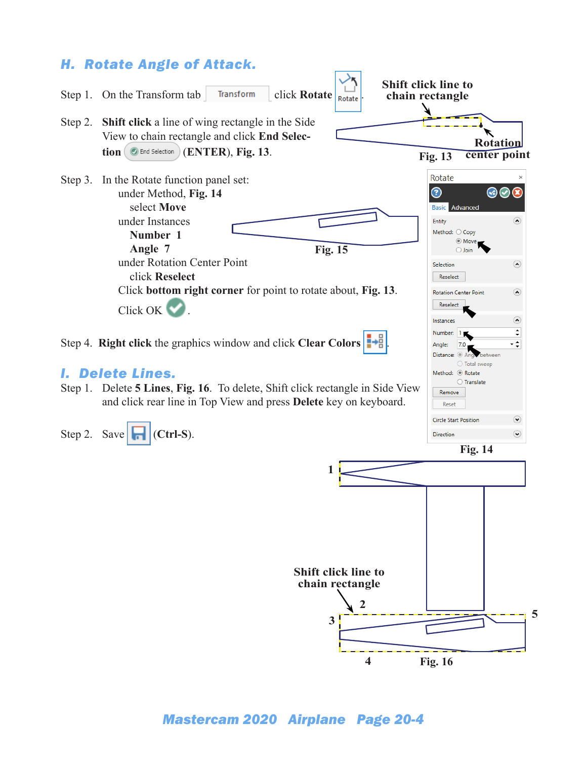## H. Rotate Angle of Attack.

Step 1. On the Transform tab Transform click **Rotate** Rotate.

Step 2. **Shift click** a line of wing rectangle in the Side View to chain rectangle and click **End Selection** End Selection (**ENTER**), **Fig. 13**.

**Shift click line to chain rectangle**

**Rotation center point**

**Fig. 13**

Step 3. In the Rotate function panel set:
- under Method, **Fig. 14**
  - select **Move**
- under Instances
  - **Number 1**
  - **Angle 7**
- under Rotation Center Point
  - click **Reselect**

Click **bottom right corner** for point to rotate about, **Fig. 13**.

Click OK .

**Fig. 15**

**Fig. 14**

Step 4. **Right click** the graphics window and click **Clear Colors** .

## I. Delete Lines.

Step 1. Delete **5 Lines**, **Fig. 16**. To delete, Shift click rectangle in Side View and click rear line in Top View and press **Delete** key on keyboard.

Step 2. Save (**Ctrl-S**).

**Shift click line to chain rectangle**

**Fig. 16**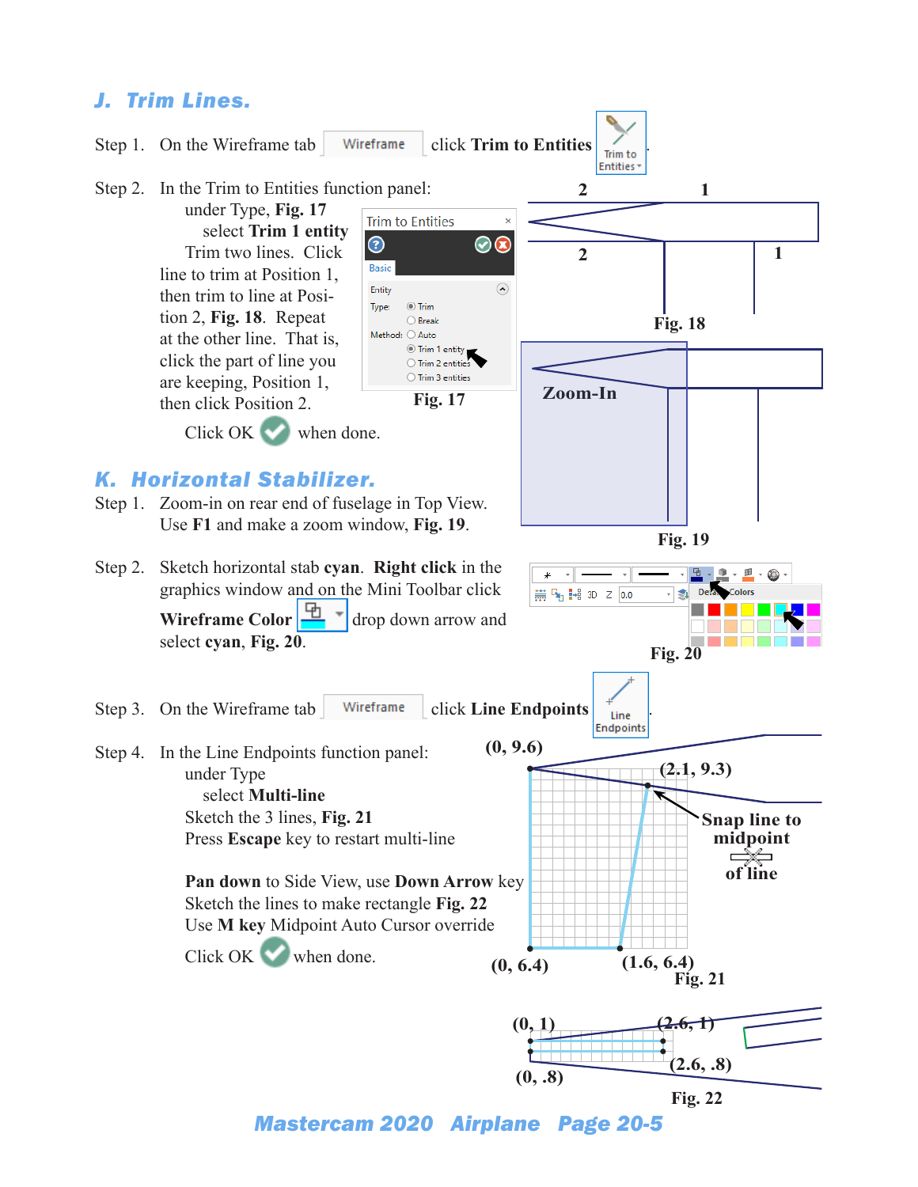## J. Trim Lines.

Step 1. On the Wireframe tab Wireframe click **Trim to Entities** Trim to Entities.

Step 2. In the Trim to Entities function panel:
under Type, **Fig. 17**
select **Trim 1 entity**
Trim two lines. Click line to trim at Position 1, then trim to line at Position 2, **Fig. 18**. Repeat at the other line. That is, click the part of line you are keeping, Position 1, then click Position 2.
Click OK when done.

Fig. 17

Fig. 18

Zoom-In

Fig. 19

## K. Horizontal Stabilizer.

Step 1. Zoom-in on rear end of fuselage in Top View. Use **F1** and make a zoom window, **Fig. 19**.

Step 2. Sketch horizontal stab **cyan**. **Right click** in the graphics window and on the Mini Toolbar click **Wireframe Color** drop down arrow and select **cyan**, **Fig. 20**.

Fig. 20

Step 3. On the Wireframe tab Wireframe click **Line Endpoints** Line Endpoints.

Step 4. In the Line Endpoints function panel:
under Type
select **Multi-line**
Sketch the 3 lines, **Fig. 21**
Press **Escape** key to restart multi-line

**Pan down** to Side View, use **Down Arrow** key
Sketch the lines to make rectangle **Fig. 22**
Use **M key** Midpoint Auto Cursor override

Click OK when done.

(0, 9.6) (2.1, 9.3) Snap line to midpoint of line (0, 6.4) (1.6, 6.4)

Fig. 21

(0, 1) (2.6, 1) (2.6, .8) (0, .8)

Fig. 22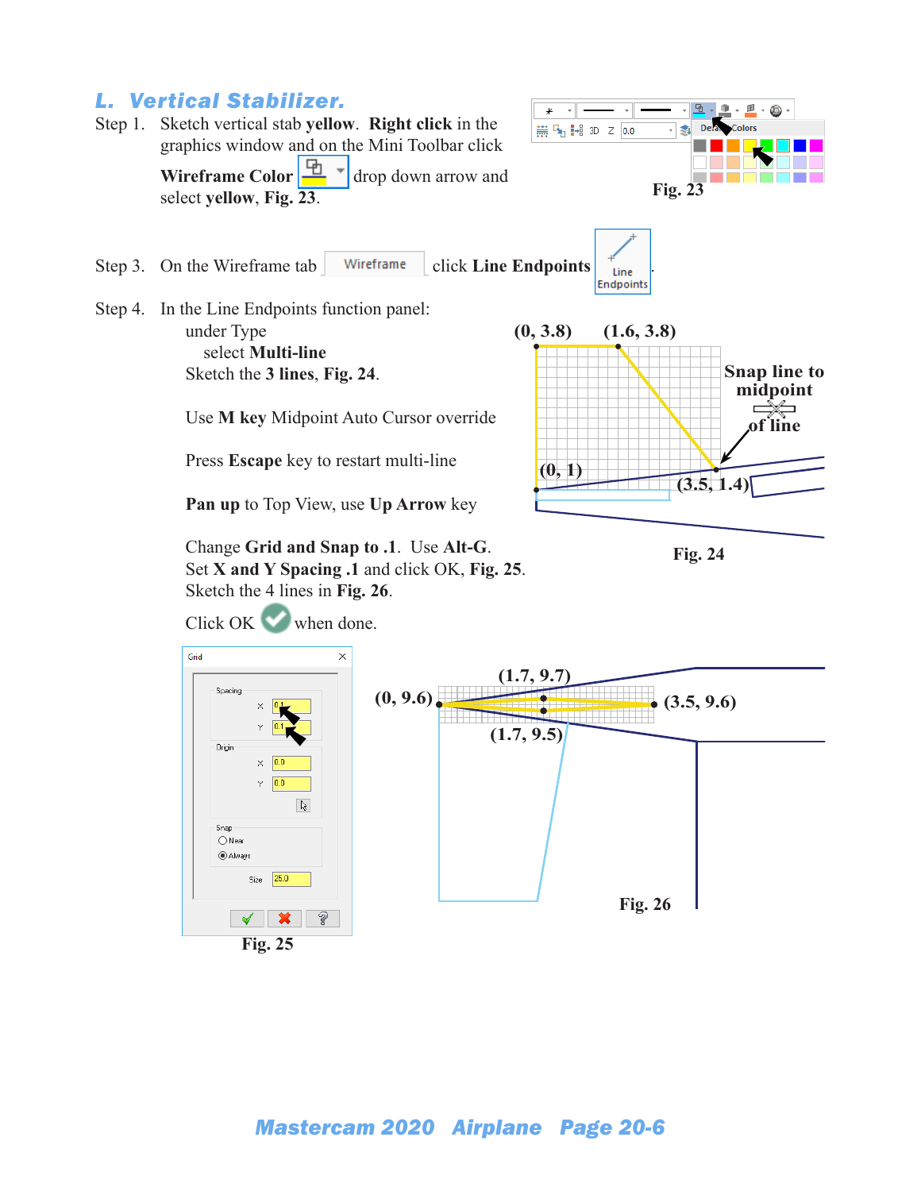## L. Vertical Stabilizer.

Step 1. Sketch vertical stab **yellow**. **Right click** in the graphics window and on the Mini Toolbar click **Wireframe Color** drop down arrow and select **yellow**, **Fig. 23**.

Fig. 23

Step 3. On the Wireframe tab click **Line Endpoints**.

Step 4. In the Line Endpoints function panel:
under Type
select **Multi-line**
Sketch the **3 lines**, **Fig. 24**.

Use **M key** Midpoint Auto Cursor override

Press **Escape** key to restart multi-line

**Pan up** to Top View, use **Up Arrow** key

Change **Grid and Snap to .1**. Use **Alt-G**.
Set **X and Y Spacing .1** and click OK, **Fig. 25**.
Sketch the 4 lines in **Fig. 26**.

Click OK when done.

(0, 3.8) (1.6, 3.8)
Snap line to midpoint of line
(0, 1) (3.5, 1.4)

Fig. 24

Fig. 25

(1.7, 9.7)
(0, 9.6) (3.5, 9.6)
(1.7, 9.5)

Fig. 26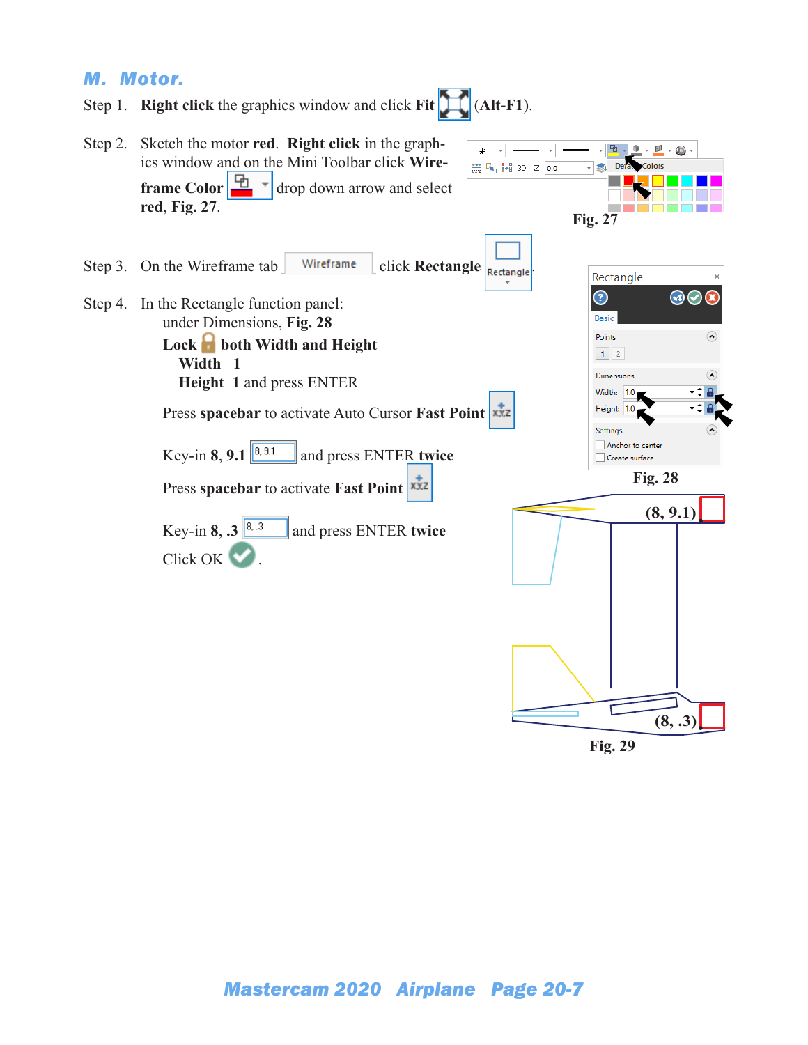## M. Motor.

Step 1. **Right click** the graphics window and click **Fit** (**Alt-F1**).

Step 2. Sketch the motor **red**. **Right click** in the graphics window and on the Mini Toolbar click **Wireframe Color** drop down arrow and select **red**, **Fig. 27**.

Fig. 27

Step 3. On the Wireframe tab click **Rectangle**.

Step 4. In the Rectangle function panel:

under Dimensions, **Fig. 28**

**Lock** both Width and Height

**Width** 1

**Height** 1 and press ENTER

Press **spacebar** to activate Auto Cursor **Fast Point**

Key-in **8, 9.1** and press ENTER **twice**

Press **spacebar** to activate **Fast Point**

Key-in **8, .3** and press ENTER **twice**

Click OK .

Fig. 28

(8, 9.1)

(8, .3)

Fig. 29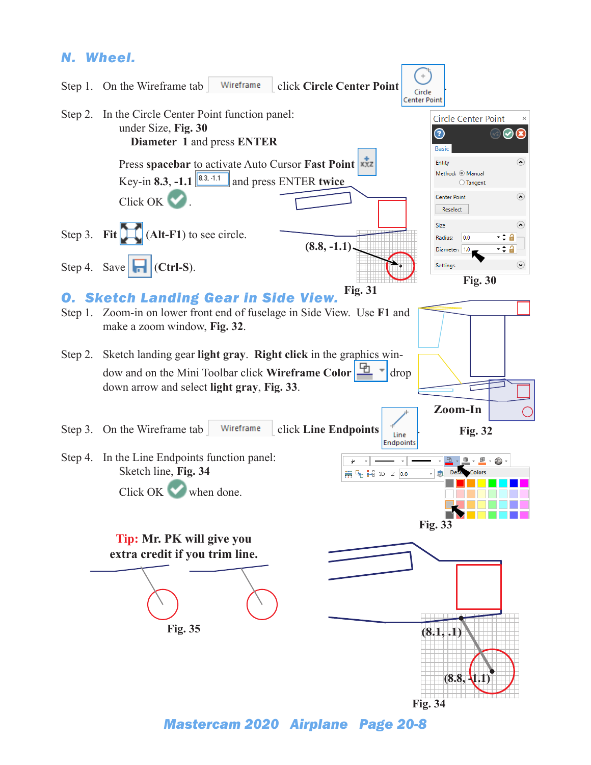## N. Wheel.

Step 1. On the Wireframe tab Wireframe click **Circle Center Point** Circle Center Point.

Step 2. In the Circle Center Point function panel:
under Size, **Fig. 30**
**Diameter** 1 and press **ENTER**

Press **spacebar** to activate Auto Cursor **Fast Point**
Key-in **8.3, -1.1** 8.3, -1.1 and press ENTER **twice**
Click OK.

Step 3. **Fit** **(Alt-F1)** to see circle.

Step 4. Save **(Ctrl-S)**.

(8.8, -1.1)

**Fig. 31**

**Fig. 30**

## O. Sketch Landing Gear in Side View.

Step 1. Zoom-in on lower front end of fuselage in Side View. Use **F1** and make a zoom window, **Fig. 32**.

Step 2. Sketch landing gear **light gray**. **Right click** in the graphics window and on the Mini Toolbar click **Wireframe Color** drop down arrow and select **light gray**, **Fig. 33**.

**Zoom-In**

**Fig. 32**

Step 3. On the Wireframe tab Wireframe click **Line Endpoints** Line Endpoints.

Step 4. In the Line Endpoints function panel:
Sketch line, **Fig. 34**
Click OK when done.

**Fig. 33**

**Tip: Mr. PK will give you extra credit if you trim line.**

**Fig. 35**

(8.1, .1)

(8.8, -1.1)

**Fig. 34**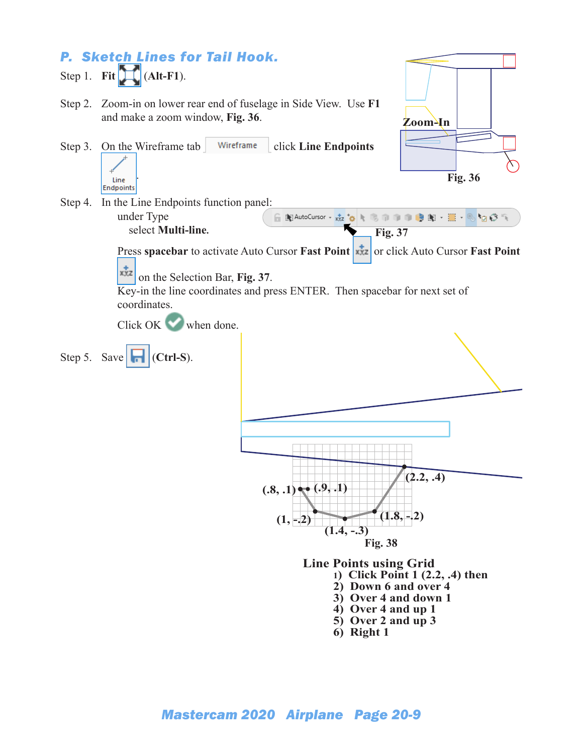## P. Sketch Lines for Tail Hook.

Step 1. **Fit** (**Alt-F1**).

Step 2. Zoom-in on lower rear end of fuselage in Side View. Use **F1** and make a zoom window, **Fig. 36**.

Step 3. On the Wireframe tab Wireframe click **Line Endpoints**

Line Endpoints.

Zoom-In

Fig. 36

Step 4. In the Line Endpoints function panel:

under Type

select **Multi-line.**

Fig. 37

Press **spacebar** to activate Auto Cursor **Fast Point** or click Auto Cursor **Fast Point** on the Selection Bar, **Fig. 37**.

Key-in the line coordinates and press ENTER. Then spacebar for next set of coordinates.

Click OK when done.

Step 5. Save (**Ctrl-S**).

(.8, .1) (.9, .1) (2.2, .4) (1, -.2) (1.8, -.2) (1.4, -.3)

Fig. 38

**Line Points using Grid**

1) **Click Point 1 (2.2, .4) then**
2) **Down 6 and over 4**
3) **Over 4 and down 1**
4) **Over 4 and up 1**
5) **Over 2 and up 3**
6) **Right 1**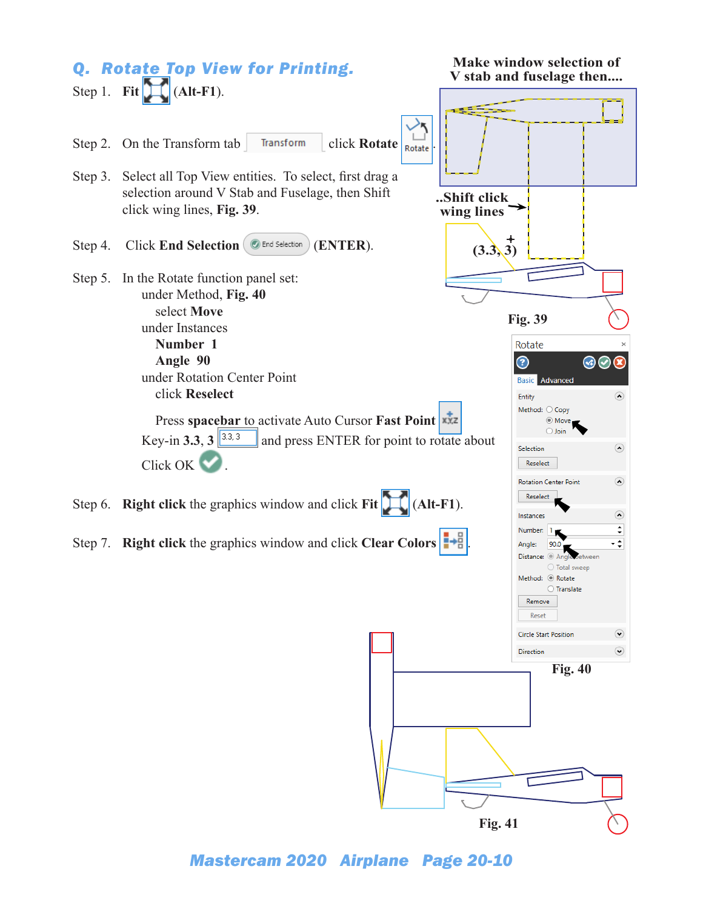## Q. Rotate Top View for Printing.

Step 1. **Fit** (**Alt-F1**).

Step 2. On the Transform tab Transform click **Rotate** Rotate.

Step 3. Select all Top View entities. To select, first drag a selection around V Stab and Fuselage, then Shift click wing lines, **Fig. 39**.

Step 4. Click **End Selection** End Selection (**ENTER**).

Step 5. In the Rotate function panel set:
- under Method, **Fig. 40**
  - select **Move**
- under Instances
  - **Number 1**
  - **Angle 90**
- under Rotation Center Point
  - click **Reselect**

Press **spacebar** to activate Auto Cursor **Fast Point**

Key-in **3.3, 3** 3.3, 3 and press ENTER for point to rotate about

Click OK .

Step 6. **Right click** the graphics window and click **Fit** (**Alt-F1**).

Step 7. **Right click** the graphics window and click **Clear Colors** .

Make window selection of V stab and fuselage then....

..Shift click wing lines

(3.3, 3)

Fig. 39

Fig. 40

Fig. 41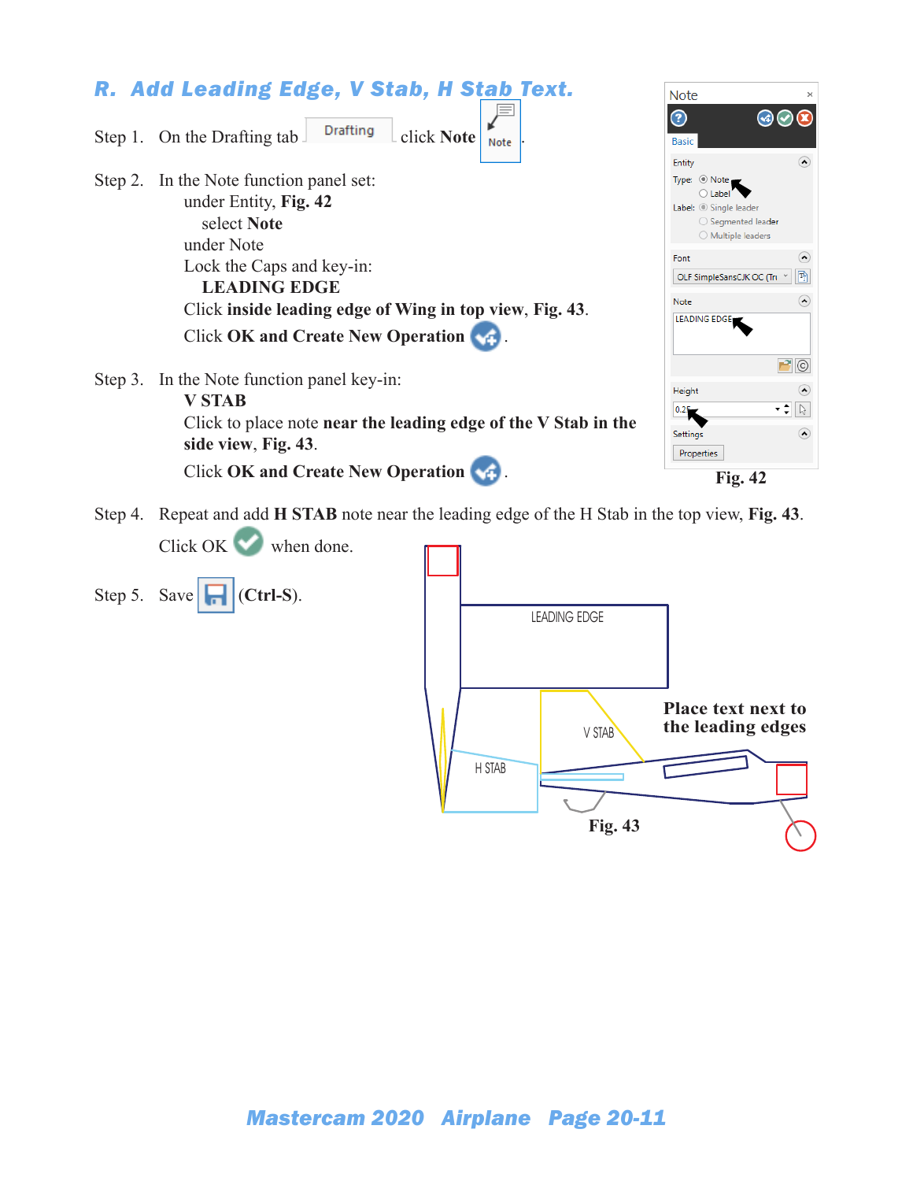## R. Add Leading Edge, V Stab, H Stab Text.

Step 1. On the Drafting tab Drafting click **Note** Note.

Step 2. In the Note function panel set:

under Entity, **Fig. 42**

select **Note**

under Note

Lock the Caps and key-in:

**LEADING EDGE**

Click **inside leading edge of Wing in top view**, **Fig. 43**.

Click **OK and Create New Operation**.

Step 3. In the Note function panel key-in:

**V STAB**

Click to place note **near the leading edge of the V Stab in the side view**, **Fig. 43**.

Click **OK and Create New Operation**.

Step 4. Repeat and add **H STAB** note near the leading edge of the H Stab in the top view, **Fig. 43**.

Click OK when done.

Step 5. Save **(Ctrl-S)**.

Note
Basic
Entity
Type: Note
Label
Label: Single leader
Segmented leader
Multiple leaders
Font
OLF SimpleSansCJK OC (Tr
Note
LEADING EDGE
Height
0.25
Settings
Properties

**Fig. 42**

LEADING EDGE
V STAB
H STAB
**Place text next to the leading edges**

**Fig. 43**